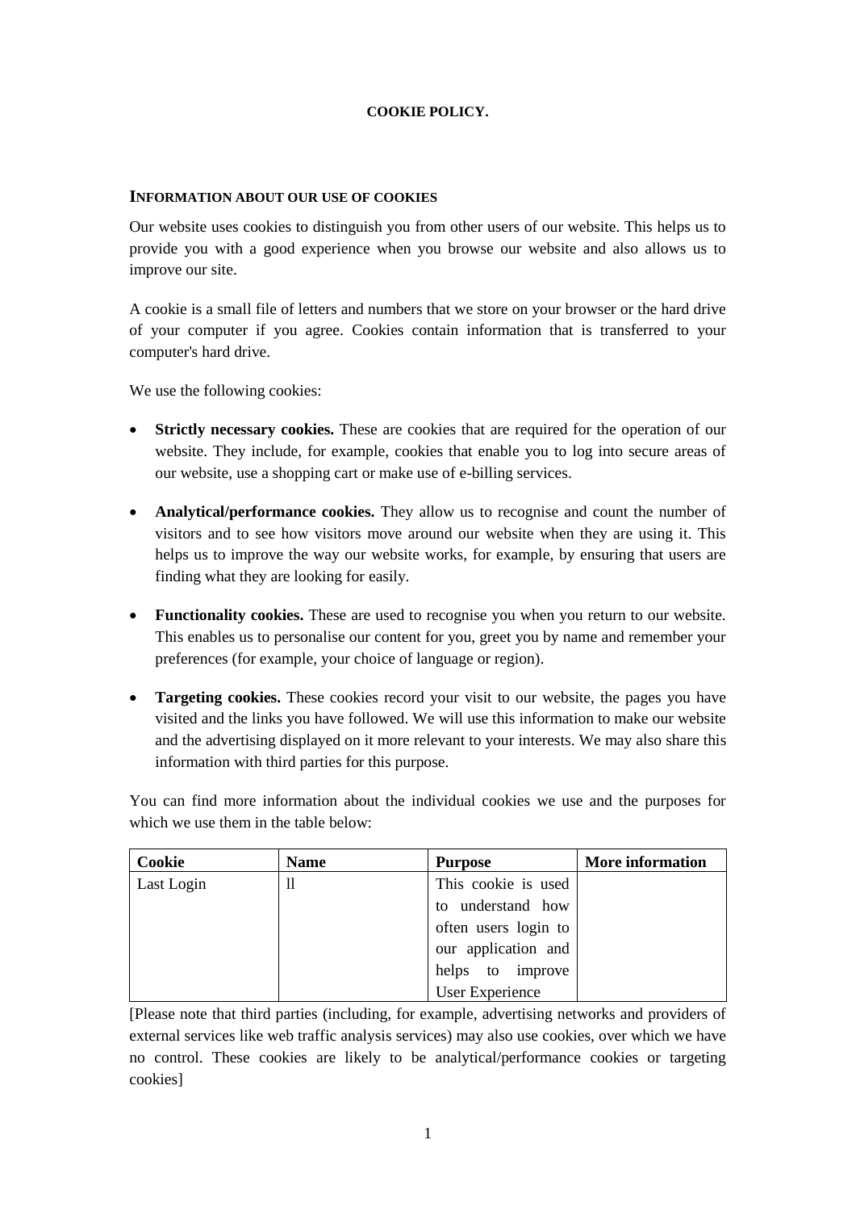# COOKIE POLICY.

## INFORMATION ABOUT OUR USE OF COOKIES

Our website uses cookies to distinguish you from other users of our website. This helps us to provide you with a good experience when you browse our website and also allows us to improve our site.

A cookie is a small file of letters and numbers that we store on your browser or the hard drive of your computer if you agree. Cookies contain information that is transferred to your computer's hard drive.

We use the following cookies:

- **Strictly necessary cookies.** These are cookies that are required for the operation of our website. They include, for example, cookies that enable you to log into secure areas of our website, use a shopping cart or make use of e-billing services.
- **Analytical/performance cookies.** They allow us to recognise and count the number of visitors and to see how visitors move around our website when they are using it. This helps us to improve the way our website works, for example, by ensuring that users are finding what they are looking for easily.
- **Functionality cookies.** These are used to recognise you when you return to our website. This enables us to personalise our content for you, greet you by name and remember your preferences (for example, your choice of language or region).
- **Targeting cookies.** These cookies record your visit to our website, the pages you have visited and the links you have followed. We will use this information to make our website and the advertising displayed on it more relevant to your interests. We may also share this information with third parties for this purpose.

You can find more information about the individual cookies we use and the purposes for which we use them in the table below:

| Cookie | Name | Purpose | More information |
|---|---|---|---|
| Last Login | ll | This cookie is used to understand how often users login to our application and helps to improve User Experience | |

[Please note that third parties (including, for example, advertising networks and providers of external services like web traffic analysis services) may also use cookies, over which we have no control. These cookies are likely to be analytical/performance cookies or targeting cookies]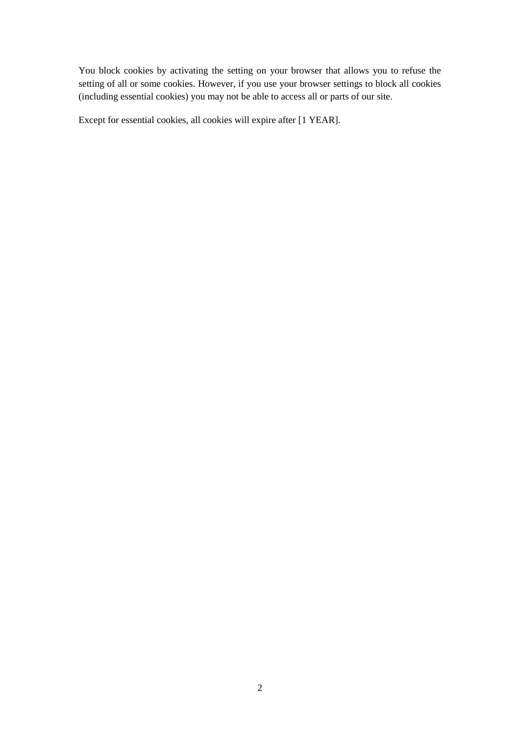You block cookies by activating the setting on your browser that allows you to refuse the setting of all or some cookies. However, if you use your browser settings to block all cookies (including essential cookies) you may not be able to access all or parts of our site.

Except for essential cookies, all cookies will expire after [1 YEAR].